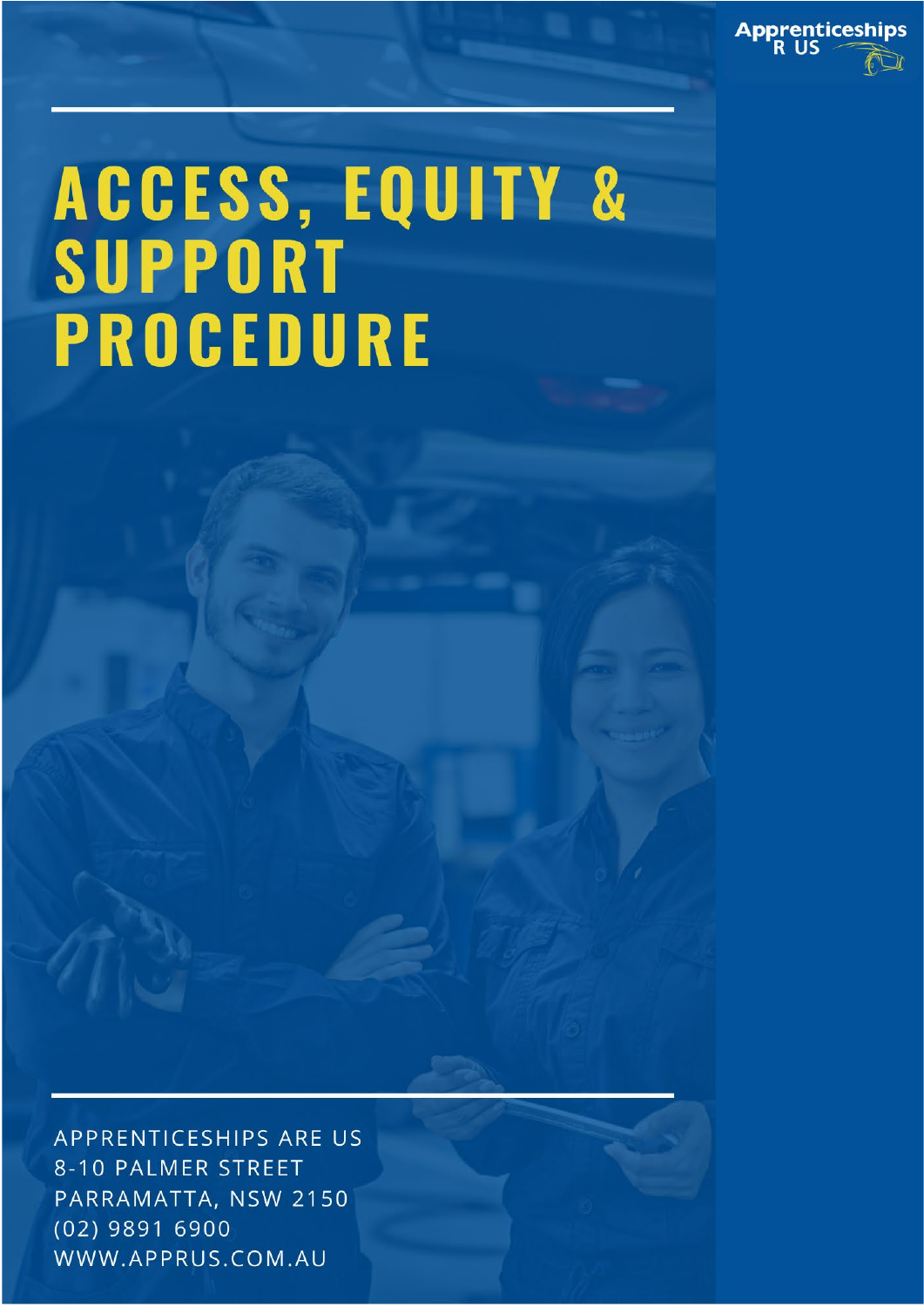Apprenticeships R US

# ACCESS, EQUITY & SUPPORT PROCEDURE

APPRENTICESHIPS ARE US
8-10 PALMER STREET
PARRAMATTA, NSW 2150
(02) 9891 6900
WWW.APPRUS.COM.AU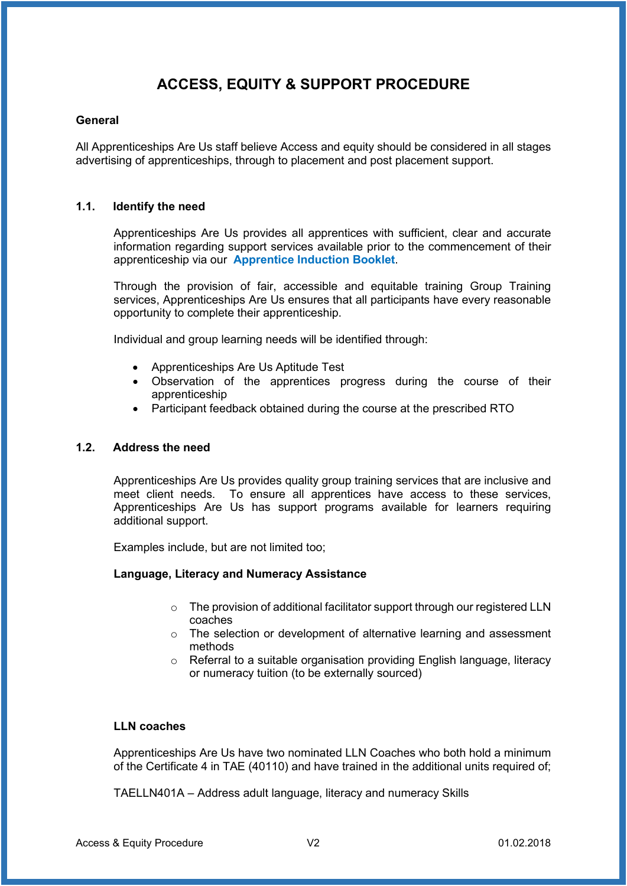# ACCESS, EQUITY & SUPPORT PROCEDURE

**General**

All Apprenticeships Are Us staff believe Access and equity should be considered in all stages advertising of apprenticeships, through to placement and post placement support.

## 1.1. Identify the need

Apprenticeships Are Us provides all apprentices with sufficient, clear and accurate information regarding support services available prior to the commencement of their apprenticeship via our **Apprentice Induction Booklet**.

Through the provision of fair, accessible and equitable training Group Training services, Apprenticeships Are Us ensures that all participants have every reasonable opportunity to complete their apprenticeship.

Individual and group learning needs will be identified through:

- Apprenticeships Are Us Aptitude Test
- Observation of the apprentices progress during the course of their apprenticeship
- Participant feedback obtained during the course at the prescribed RTO

## 1.2. Address the need

Apprenticeships Are Us provides quality group training services that are inclusive and meet client needs. To ensure all apprentices have access to these services, Apprenticeships Are Us has support programs available for learners requiring additional support.

Examples include, but are not limited too;

**Language, Literacy and Numeracy Assistance**

- The provision of additional facilitator support through our registered LLN coaches
- The selection or development of alternative learning and assessment methods
- Referral to a suitable organisation providing English language, literacy or numeracy tuition (to be externally sourced)

**LLN coaches**

Apprenticeships Are Us have two nominated LLN Coaches who both hold a minimum of the Certificate 4 in TAE (40110) and have trained in the additional units required of;

TAELLN401A – Address adult language, literacy and numeracy Skills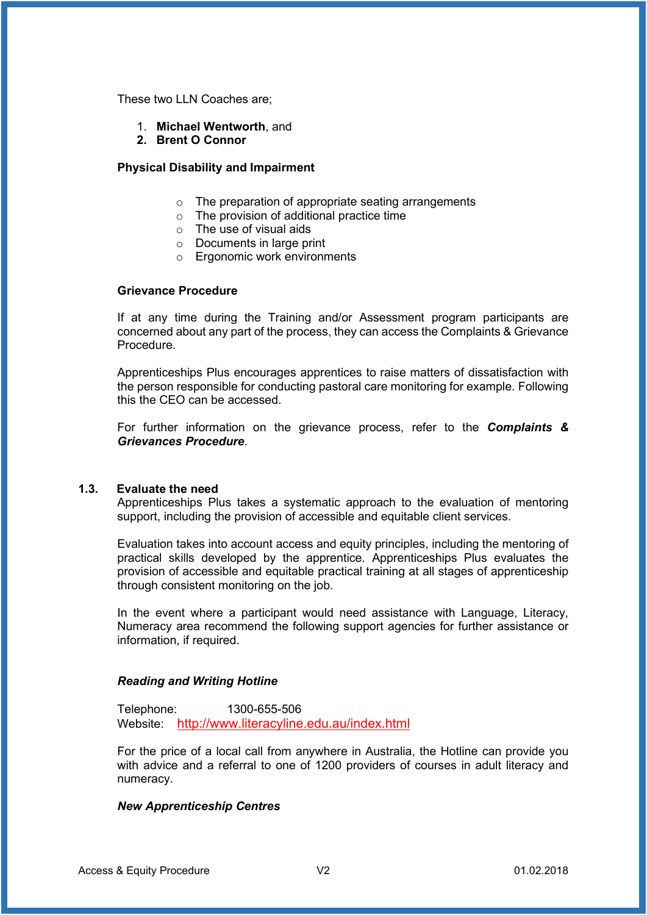These two LLN Coaches are;

1. **Michael Wentworth**, and
2. **Brent O Connor**

**Physical Disability and Impairment**

- The preparation of appropriate seating arrangements
- The provision of additional practice time
- The use of visual aids
- Documents in large print
- Ergonomic work environments

**Grievance Procedure**

If at any time during the Training and/or Assessment program participants are concerned about any part of the process, they can access the Complaints & Grievance Procedure.

Apprenticeships Plus encourages apprentices to raise matters of dissatisfaction with the person responsible for conducting pastoral care monitoring for example. Following this the CEO can be accessed.

For further information on the grievance process, refer to the ***Complaints & Grievances Procedure***.

### 1.3. Evaluate the need

Apprenticeships Plus takes a systematic approach to the evaluation of mentoring support, including the provision of accessible and equitable client services.

Evaluation takes into account access and equity principles, including the mentoring of practical skills developed by the apprentice. Apprenticeships Plus evaluates the provision of accessible and equitable practical training at all stages of apprenticeship through consistent monitoring on the job.

In the event where a participant would need assistance with Language, Literacy, Numeracy area recommend the following support agencies for further assistance or information, if required.

***Reading and Writing Hotline***

Telephone: 1300-655-506
Website: http://www.literacyline.edu.au/index.html

For the price of a local call from anywhere in Australia, the Hotline can provide you with advice and a referral to one of 1200 providers of courses in adult literacy and numeracy.

***New Apprenticeship Centres***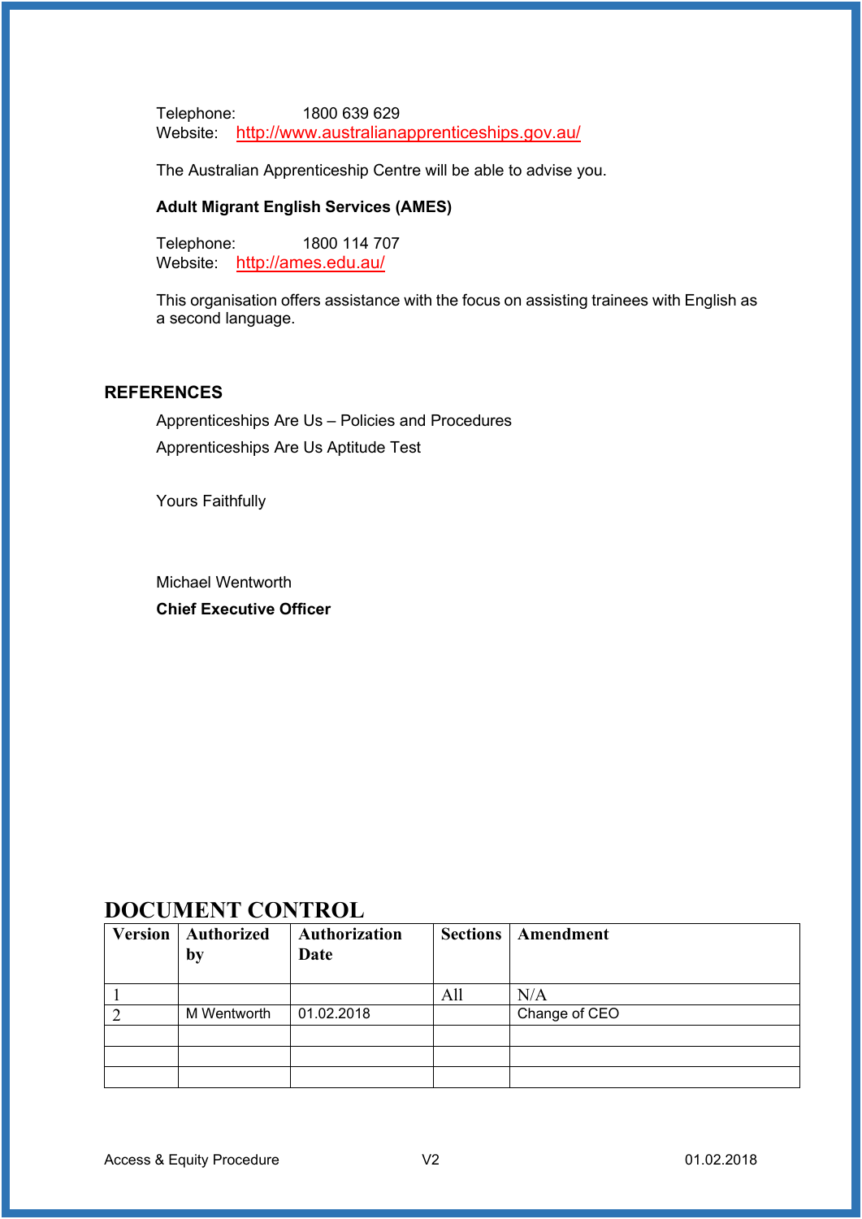Telephone: 1800 639 629
Website: http://www.australianapprenticeships.gov.au/

The Australian Apprenticeship Centre will be able to advise you.

**Adult Migrant English Services (AMES)**

Telephone: 1800 114 707
Website: http://ames.edu.au/

This organisation offers assistance with the focus on assisting trainees with English as a second language.

## REFERENCES

Apprenticeships Are Us – Policies and Procedures

Apprenticeships Are Us Aptitude Test

Yours Faithfully

Michael Wentworth

**Chief Executive Officer**

# DOCUMENT CONTROL

| Version | Authorized by | Authorization Date | Sections | Amendment |
|---|---|---|---|---|
| 1 | | | All | N/A |
| 2 | M Wentworth | 01.02.2018 | | Change of CEO |
| | | | | |
| | | | | |
| | | | | |